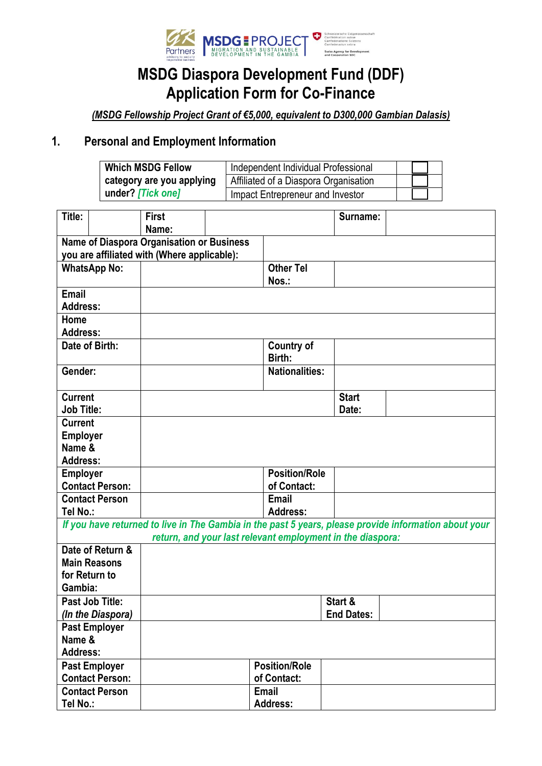# MSDG Diaspora Development Fund (DDF)
# Application Form for Co-Finance

***(MSDG Fellowship Project Grant of €5,000, equivalent to D300,000 Gambian Dalasis)***

## 1. Personal and Employment Information

| **Which MSDG Fellow category are you applying under? *[Tick one]*** | Independent Individual Professional | ☐ |
|---|---|---|
| | Affiliated of a Diaspora Organisation | ☐ |
| | Impact Entrepreneur and Investor | ☐ |

| | | | |
|---|---|---|---|
| **Title:** | | **First Name:** | |
| **Surname:** | | | |
| **Name of Diaspora Organisation or Business you are affiliated with (Where applicable):** | | | |
| **WhatsApp No:** | | **Other Tel Nos.:** | |
| **Email Address:** | | | |
| **Home Address:** | | | |
| **Date of Birth:** | | **Country of Birth:** | |
| **Gender:** | | **Nationalities:** | |
| **Current Job Title:** | | **Start Date:** | |
| **Current Employer Name & Address:** | | | |
| **Employer Contact Person:** | | **Position/Role of Contact:** | |
| **Contact Person Tel No.:** | | **Email Address:** | |
| ***If you have returned to live in The Gambia in the past 5 years, please provide information about your return, and your last relevant employment in the diaspora:*** | | | |
| **Date of Return & Main Reasons for Return to Gambia:** | | | |
| **Past Job Title:** ***(In the Diaspora)*** | | **Start & End Dates:** | |
| **Past Employer Name & Address:** | | | |
| **Past Employer Contact Person:** | | **Position/Role of Contact:** | |
| **Contact Person Tel No.:** | | **Email Address:** | |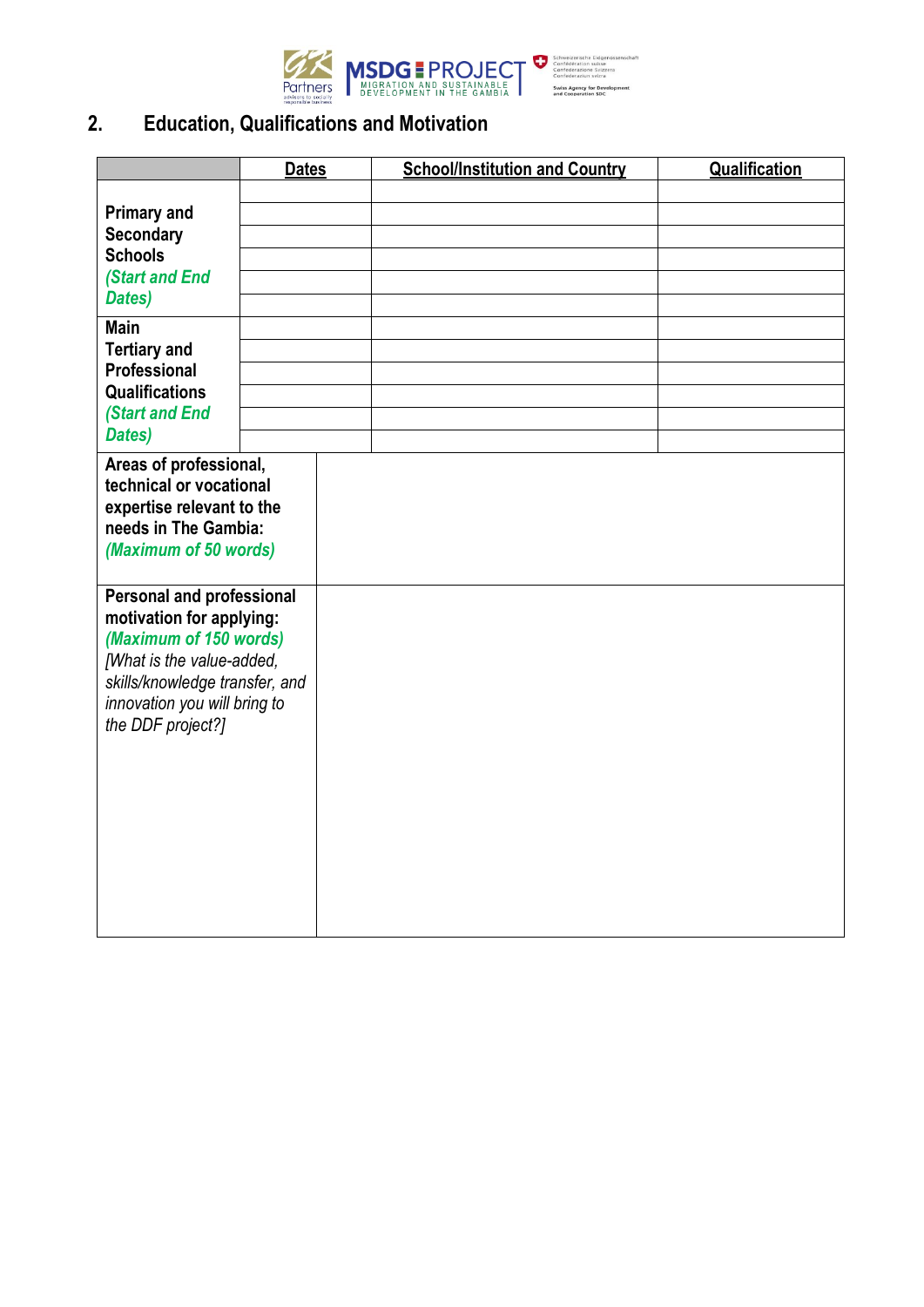## 2. Education, Qualifications and Motivation

| | Dates | School/Institution and Country | Qualification |
|---|---|---|---|
| **Primary and Secondary Schools** *(Start and End Dates)* | | | |
| | | | |
| | | | |
| | | | |
| | | | |
| | | | |
| **Main Tertiary and Professional Qualifications** *(Start and End Dates)* | | | |
| | | | |
| | | | |
| | | | |
| | | | |
| | | | |

| | |
|---|---|
| **Areas of professional, technical or vocational expertise relevant to the needs in The Gambia:** ***(Maximum of 50 words)*** | |
| **Personal and professional motivation for applying:** ***(Maximum of 150 words)*** *[What is the value-added, skills/knowledge transfer, and innovation you will bring to the DDF project?]* | |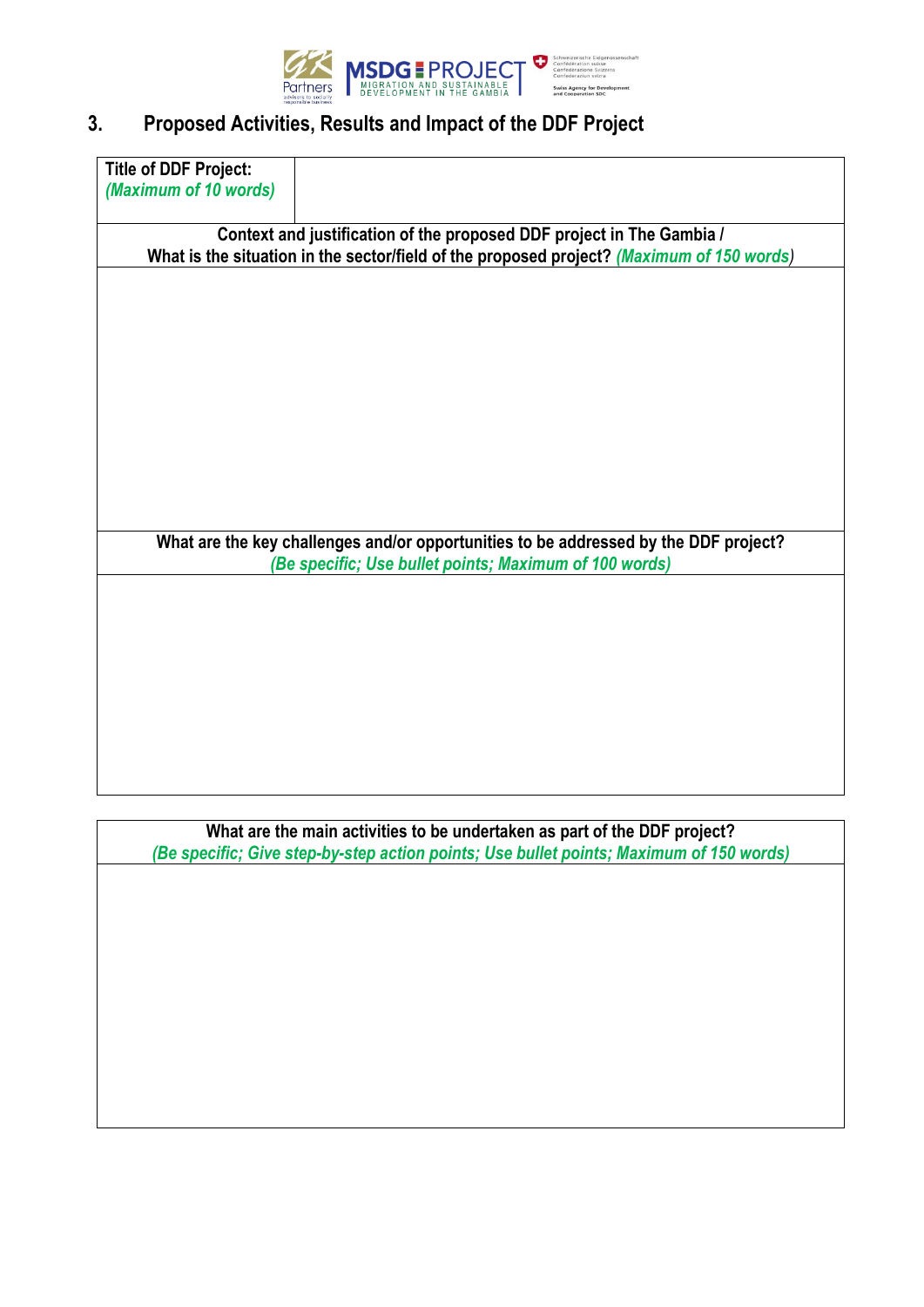## 3. Proposed Activities, Results and Impact of the DDF Project

| **Title of DDF Project:** *(Maximum of 10 words)* | |
|---|---|

| **Context and justification of the proposed DDF project in The Gambia / What is the situation in the sector/field of the proposed project?** *(Maximum of 150 words)* |
|---|
| |

| **What are the key challenges and/or opportunities to be addressed by the DDF project?** *(Be specific; Use bullet points; Maximum of 100 words)* |
|---|
| |

| **What are the main activities to be undertaken as part of the DDF project?** *(Be specific; Give step-by-step action points; Use bullet points; Maximum of 150 words)* |
|---|
| |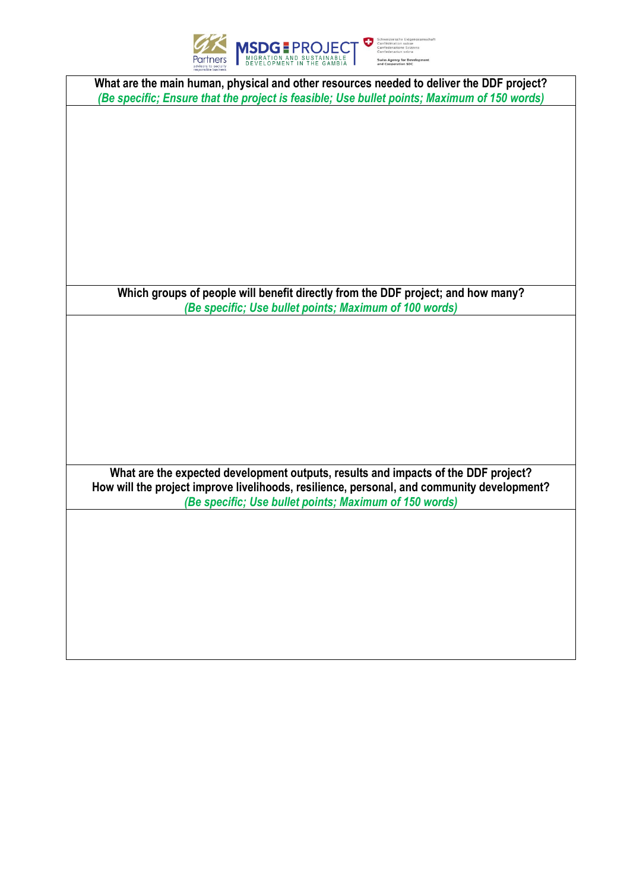| What are the main human, physical and other resources needed to deliver the DDF project?<br>*(Be specific; Ensure that the project is feasible; Use bullet points; Maximum of 150 words)* |
| --- |
| |
| **Which groups of people will benefit directly from the DDF project; and how many?**<br>*(Be specific; Use bullet points; Maximum of 100 words)* |
| |
| **What are the expected development outputs, results and impacts of the DDF project?**<br>**How will the project improve livelihoods, resilience, personal, and community development?**<br>*(Be specific; Use bullet points; Maximum of 150 words)* |
| |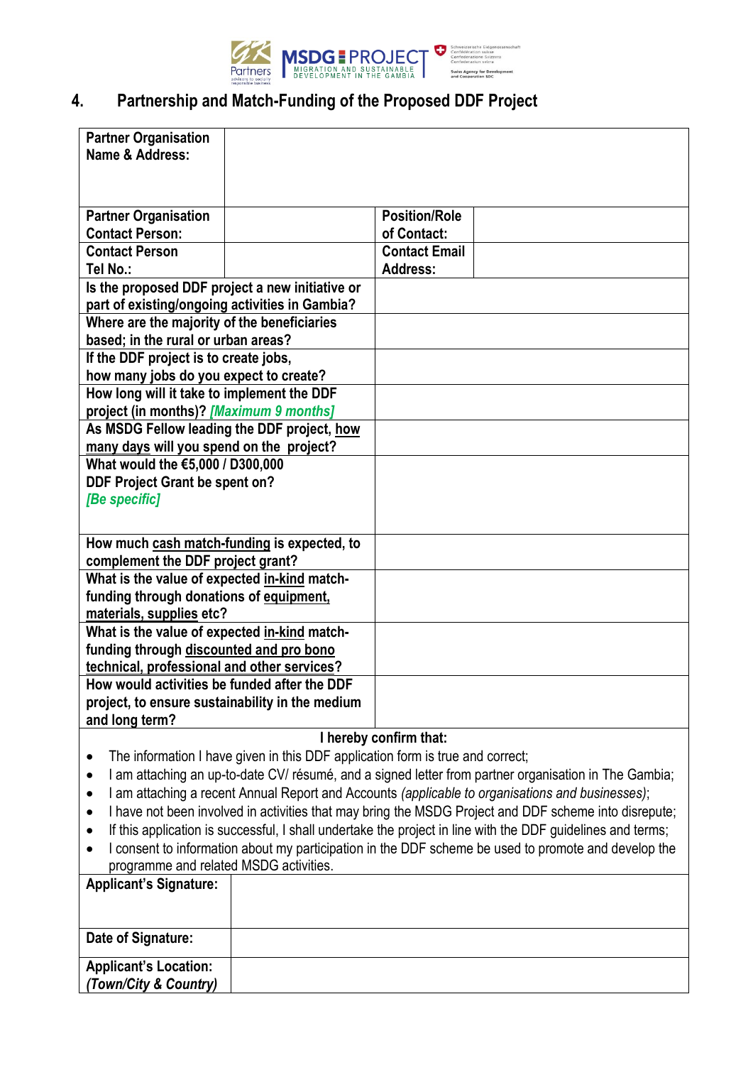## 4. Partnership and Match-Funding of the Proposed DDF Project

| | | | |
|---|---|---|---|
| **Partner Organisation Name & Address:** | | | |
| **Partner Organisation Contact Person:** | | **Position/Role of Contact:** | |
| **Contact Person Tel No.:** | | **Contact Email Address:** | |
| **Is the proposed DDF project a new initiative or part of existing/ongoing activities in Gambia?** | | | |
| **Where are the majority of the beneficiaries based; in the rural or urban areas?** | | | |
| **If the DDF project is to create jobs, how many jobs do you expect to create?** | | | |
| **How long will it take to implement the DDF project (in months)?** ***[Maximum 9 months]*** | | | |
| **As MSDG Fellow leading the DDF project, how many days will you spend on the project?** | | | |
| **What would the €5,000 / D300,000 DDF Project Grant be spent on?** ***[Be specific]*** | | | |
| **How much cash match-funding is expected, to complement the DDF project grant?** | | | |
| **What is the value of expected in-kind match-funding through donations of equipment, materials, supplies etc?** | | | |
| **What is the value of expected in-kind match-funding through discounted and pro bono technical, professional and other services?** | | | |
| **How would activities be funded after the DDF project, to ensure sustainability in the medium and long term?** | | | |

**I hereby confirm that:**

- The information I have given in this DDF application form is true and correct;
- I am attaching an up-to-date CV/ résumé, and a signed letter from partner organisation in The Gambia;
- I am attaching a recent Annual Report and Accounts *(applicable to organisations and businesses)*;
- I have not been involved in activities that may bring the MSDG Project and DDF scheme into disrepute;
- If this application is successful, I shall undertake the project in line with the DDF guidelines and terms;
- I consent to information about my participation in the DDF scheme be used to promote and develop the programme and related MSDG activities.

| | |
|---|---|
| **Applicant's Signature:** | |
| **Date of Signature:** | |
| **Applicant's Location:** ***(Town/City & Country)*** | |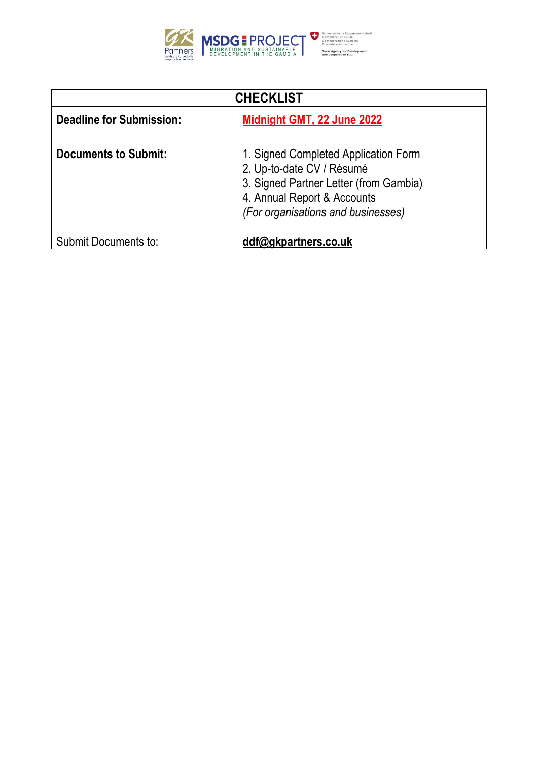| CHECKLIST | |
|---|---|
| **Deadline for Submission:** | **Midnight GMT, 22 June 2022** |
| **Documents to Submit:** | 1. Signed Completed Application Form<br>2. Up-to-date CV / Résumé<br>3. Signed Partner Letter (from Gambia)<br>4. Annual Report & Accounts<br>*(For organisations and businesses)* |
| Submit Documents to: | **ddf@gkpartners.co.uk** |